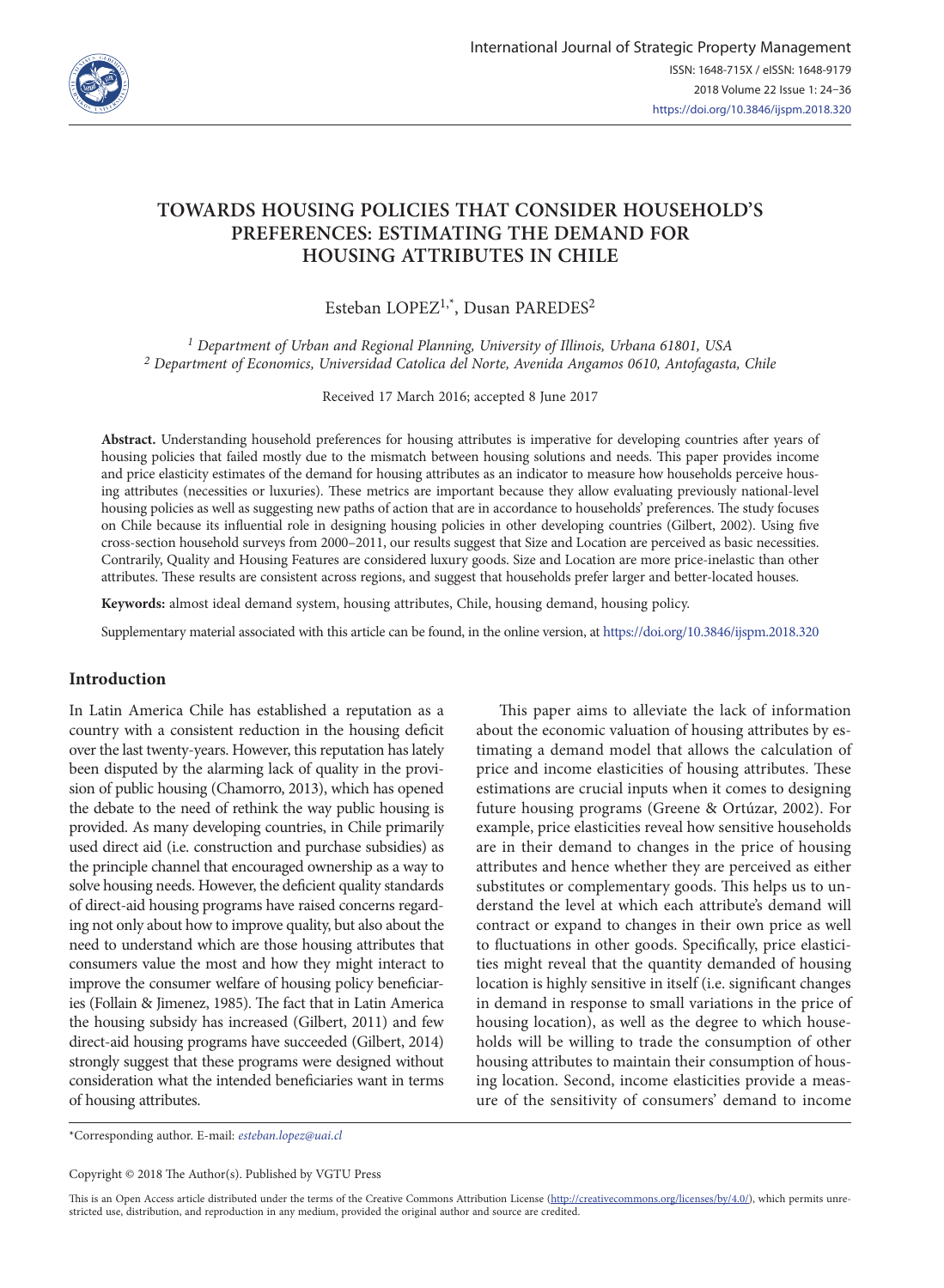# TOWARDS HOUSING POLICIES THAT CONSIDER HOUSEHOLD'S PREFERENCES: ESTIMATING THE DEMAND FOR HOUSING ATTRIBUTES IN CHILE

Esteban LOPEZ[1,*], Dusan PAREDES[2]

[1] *Department of Urban and Regional Planning, University of Illinois, Urbana 61801, USA*
[2] *Department of Economics, Universidad Catolica del Norte, Avenida Angamos 0610, Antofagasta, Chile*

Received 17 March 2016; accepted 8 June 2017

**Abstract.** Understanding household preferences for housing attributes is imperative for developing countries after years of housing policies that failed mostly due to the mismatch between housing solutions and needs. This paper provides income and price elasticity estimates of the demand for housing attributes as an indicator to measure how households perceive housing attributes (necessities or luxuries). These metrics are important because they allow evaluating previously national-level housing policies as well as suggesting new paths of action that are in accordance to households' preferences. The study focuses on Chile because its influential role in designing housing policies in other developing countries (Gilbert, 2002). Using five cross-section household surveys from 2000–2011, our results suggest that Size and Location are perceived as basic necessities. Contrarily, Quality and Housing Features are considered luxury goods. Size and Location are more price-inelastic than other attributes. These results are consistent across regions, and suggest that households prefer larger and better-located houses.

**Keywords:** almost ideal demand system, housing attributes, Chile, housing demand, housing policy.

Supplementary material associated with this article can be found, in the online version, at https://doi.org/10.3846/ijspm.2018.320

## Introduction

In Latin America Chile has established a reputation as a country with a consistent reduction in the housing deficit over the last twenty-years. However, this reputation has lately been disputed by the alarming lack of quality in the provision of public housing (Chamorro, 2013), which has opened the debate to the need of rethink the way public housing is provided. As many developing countries, in Chile primarily used direct aid (i.e. construction and purchase subsidies) as the principle channel that encouraged ownership as a way to solve housing needs. However, the deficient quality standards of direct-aid housing programs have raised concerns regarding not only about how to improve quality, but also about the need to understand which are those housing attributes that consumers value the most and how they might interact to improve the consumer welfare of housing policy beneficiaries (Follain & Jimenez, 1985). The fact that in Latin America the housing subsidy has increased (Gilbert, 2011) and few direct-aid housing programs have succeeded (Gilbert, 2014) strongly suggest that these programs were designed without consideration what the intended beneficiaries want in terms of housing attributes.

This paper aims to alleviate the lack of information about the economic valuation of housing attributes by estimating a demand model that allows the calculation of price and income elasticities of housing attributes. These estimations are crucial inputs when it comes to designing future housing programs (Greene & Ortúzar, 2002). For example, price elasticities reveal how sensitive households are in their demand to changes in the price of housing attributes and hence whether they are perceived as either substitutes or complementary goods. This helps us to understand the level at which each attribute's demand will contract or expand to changes in their own price as well to fluctuations in other goods. Specifically, price elasticities might reveal that the quantity demanded of housing location is highly sensitive in itself (i.e. significant changes in demand in response to small variations in the price of housing location), as well as the degree to which households will be willing to trade the consumption of other housing attributes to maintain their consumption of housing location. Second, income elasticities provide a measure of the sensitivity of consumers' demand to income

*Corresponding author. E-mail: *esteban.lopez@uai.cl*

Copyright © 2018 The Author(s). Published by VGTU Press

This is an Open Access article distributed under the terms of the Creative Commons Attribution License (http://creativecommons.org/licenses/by/4.0/), which permits unrestricted use, distribution, and reproduction in any medium, provided the original author and source are credited.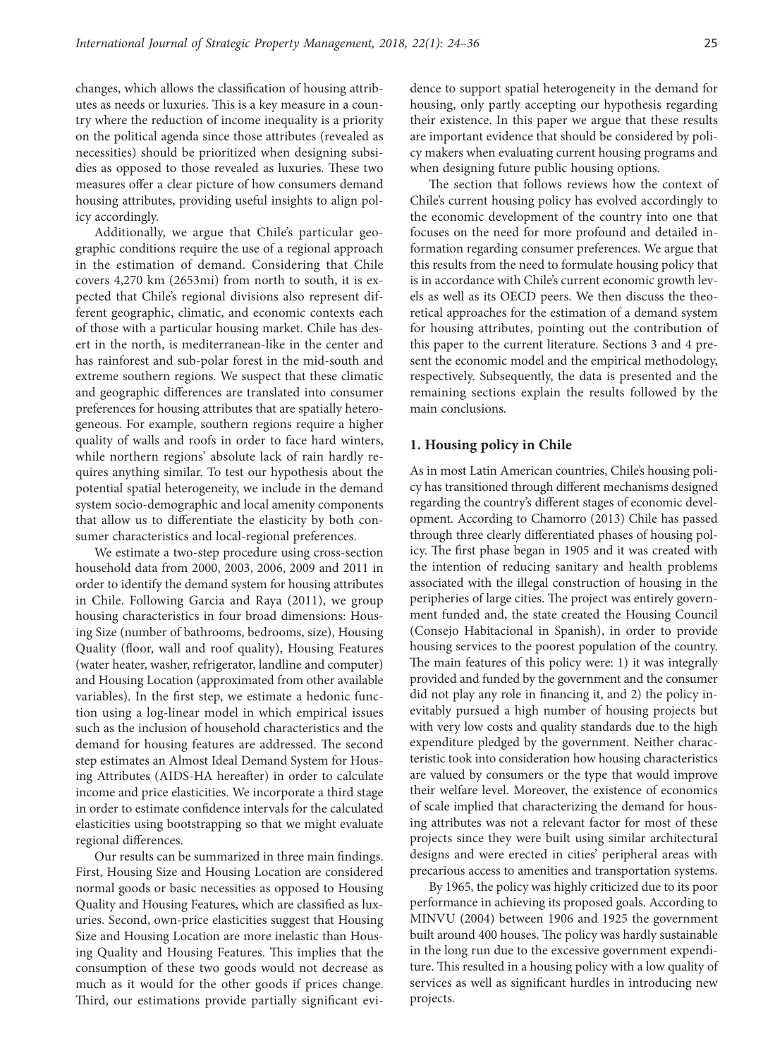changes, which allows the classification of housing attributes as needs or luxuries. This is a key measure in a country where the reduction of income inequality is a priority on the political agenda since those attributes (revealed as necessities) should be prioritized when designing subsidies as opposed to those revealed as luxuries. These two measures offer a clear picture of how consumers demand housing attributes, providing useful insights to align policy accordingly.

Additionally, we argue that Chile's particular geographic conditions require the use of a regional approach in the estimation of demand. Considering that Chile covers 4,270 km (2653mi) from north to south, it is expected that Chile's regional divisions also represent different geographic, climatic, and economic contexts each of those with a particular housing market. Chile has desert in the north, is mediterranean-like in the center and has rainforest and sub-polar forest in the mid-south and extreme southern regions. We suspect that these climatic and geographic differences are translated into consumer preferences for housing attributes that are spatially heterogeneous. For example, southern regions require a higher quality of walls and roofs in order to face hard winters, while northern regions' absolute lack of rain hardly requires anything similar. To test our hypothesis about the potential spatial heterogeneity, we include in the demand system socio-demographic and local amenity components that allow us to differentiate the elasticity by both consumer characteristics and local-regional preferences.

We estimate a two-step procedure using cross-section household data from 2000, 2003, 2006, 2009 and 2011 in order to identify the demand system for housing attributes in Chile. Following Garcia and Raya (2011), we group housing characteristics in four broad dimensions: Housing Size (number of bathrooms, bedrooms, size), Housing Quality (floor, wall and roof quality), Housing Features (water heater, washer, refrigerator, landline and computer) and Housing Location (approximated from other available variables). In the first step, we estimate a hedonic function using a log-linear model in which empirical issues such as the inclusion of household characteristics and the demand for housing features are addressed. The second step estimates an Almost Ideal Demand System for Housing Attributes (AIDS-HA hereafter) in order to calculate income and price elasticities. We incorporate a third stage in order to estimate confidence intervals for the calculated elasticities using bootstrapping so that we might evaluate regional differences.

Our results can be summarized in three main findings. First, Housing Size and Housing Location are considered normal goods or basic necessities as opposed to Housing Quality and Housing Features, which are classified as luxuries. Second, own-price elasticities suggest that Housing Size and Housing Location are more inelastic than Housing Quality and Housing Features. This implies that the consumption of these two goods would not decrease as much as it would for the other goods if prices change. Third, our estimations provide partially significant evidence to support spatial heterogeneity in the demand for housing, only partly accepting our hypothesis regarding their existence. In this paper we argue that these results are important evidence that should be considered by policy makers when evaluating current housing programs and when designing future public housing options.

The section that follows reviews how the context of Chile's current housing policy has evolved accordingly to the economic development of the country into one that focuses on the need for more profound and detailed information regarding consumer preferences. We argue that this results from the need to formulate housing policy that is in accordance with Chile's current economic growth levels as well as its OECD peers. We then discuss the theoretical approaches for the estimation of a demand system for housing attributes, pointing out the contribution of this paper to the current literature. Sections 3 and 4 present the economic model and the empirical methodology, respectively. Subsequently, the data is presented and the remaining sections explain the results followed by the main conclusions.

## 1. Housing policy in Chile

As in most Latin American countries, Chile's housing policy has transitioned through different mechanisms designed regarding the country's different stages of economic development. According to Chamorro (2013) Chile has passed through three clearly differentiated phases of housing policy. The first phase began in 1905 and it was created with the intention of reducing sanitary and health problems associated with the illegal construction of housing in the peripheries of large cities. The project was entirely government funded and, the state created the Housing Council (Consejo Habitacional in Spanish), in order to provide housing services to the poorest population of the country. The main features of this policy were: 1) it was integrally provided and funded by the government and the consumer did not play any role in financing it, and 2) the policy inevitably pursued a high number of housing projects but with very low costs and quality standards due to the high expenditure pledged by the government. Neither characteristic took into consideration how housing characteristics are valued by consumers or the type that would improve their welfare level. Moreover, the existence of economics of scale implied that characterizing the demand for housing attributes was not a relevant factor for most of these projects since they were built using similar architectural designs and were erected in cities' peripheral areas with precarious access to amenities and transportation systems.

By 1965, the policy was highly criticized due to its poor performance in achieving its proposed goals. According to MINVU (2004) between 1906 and 1925 the government built around 400 houses. The policy was hardly sustainable in the long run due to the excessive government expenditure. This resulted in a housing policy with a low quality of services as well as significant hurdles in introducing new projects.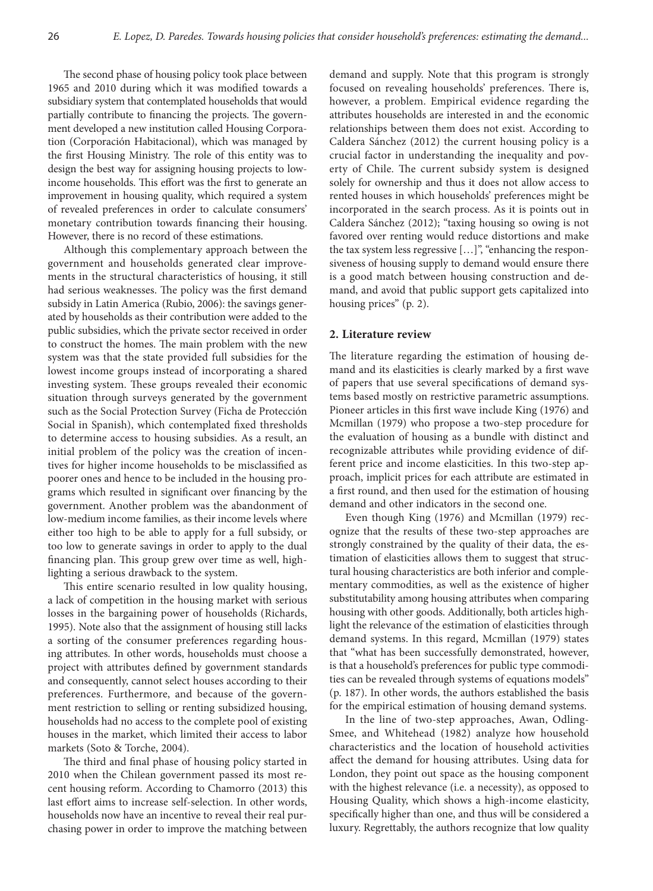The second phase of housing policy took place between 1965 and 2010 during which it was modified towards a subsidiary system that contemplated households that would partially contribute to financing the projects. The government developed a new institution called Housing Corporation (Corporación Habitacional), which was managed by the first Housing Ministry. The role of this entity was to design the best way for assigning housing projects to low-income households. This effort was the first to generate an improvement in housing quality, which required a system of revealed preferences in order to calculate consumers' monetary contribution towards financing their housing. However, there is no record of these estimations.

Although this complementary approach between the government and households generated clear improvements in the structural characteristics of housing, it still had serious weaknesses. The policy was the first demand subsidy in Latin America (Rubio, 2006): the savings generated by households as their contribution were added to the public subsidies, which the private sector received in order to construct the homes. The main problem with the new system was that the state provided full subsidies for the lowest income groups instead of incorporating a shared investing system. These groups revealed their economic situation through surveys generated by the government such as the Social Protection Survey (Ficha de Protección Social in Spanish), which contemplated fixed thresholds to determine access to housing subsidies. As a result, an initial problem of the policy was the creation of incentives for higher income households to be misclassified as poorer ones and hence to be included in the housing programs which resulted in significant over financing by the government. Another problem was the abandonment of low-medium income families, as their income levels where either too high to be able to apply for a full subsidy, or too low to generate savings in order to apply to the dual financing plan. This group grew over time as well, highlighting a serious drawback to the system.

This entire scenario resulted in low quality housing, a lack of competition in the housing market with serious losses in the bargaining power of households (Richards, 1995). Note also that the assignment of housing still lacks a sorting of the consumer preferences regarding housing attributes. In other words, households must choose a project with attributes defined by government standards and consequently, cannot select houses according to their preferences. Furthermore, and because of the government restriction to selling or renting subsidized housing, households had no access to the complete pool of existing houses in the market, which limited their access to labor markets (Soto & Torche, 2004).

The third and final phase of housing policy started in 2010 when the Chilean government passed its most recent housing reform. According to Chamorro (2013) this last effort aims to increase self-selection. In other words, households now have an incentive to reveal their real purchasing power in order to improve the matching between demand and supply. Note that this program is strongly focused on revealing households' preferences. There is, however, a problem. Empirical evidence regarding the attributes households are interested in and the economic relationships between them does not exist. According to Caldera Sánchez (2012) the current housing policy is a crucial factor in understanding the inequality and poverty of Chile. The current subsidy system is designed solely for ownership and thus it does not allow access to rented houses in which households' preferences might be incorporated in the search process. As it is points out in Caldera Sánchez (2012); "taxing housing so owing is not favored over renting would reduce distortions and make the tax system less regressive […]", "enhancing the responsiveness of housing supply to demand would ensure there is a good match between housing construction and demand, and avoid that public support gets capitalized into housing prices" (p. 2).

## 2. Literature review

The literature regarding the estimation of housing demand and its elasticities is clearly marked by a first wave of papers that use several specifications of demand systems based mostly on restrictive parametric assumptions. Pioneer articles in this first wave include King (1976) and Mcmillan (1979) who propose a two-step procedure for the evaluation of housing as a bundle with distinct and recognizable attributes while providing evidence of different price and income elasticities. In this two-step approach, implicit prices for each attribute are estimated in a first round, and then used for the estimation of housing demand and other indicators in the second one.

Even though King (1976) and Mcmillan (1979) recognize that the results of these two-step approaches are strongly constrained by the quality of their data, the estimation of elasticities allows them to suggest that structural housing characteristics are both inferior and complementary commodities, as well as the existence of higher substitutability among housing attributes when comparing housing with other goods. Additionally, both articles highlight the relevance of the estimation of elasticities through demand systems. In this regard, Mcmillan (1979) states that "what has been successfully demonstrated, however, is that a household's preferences for public type commodities can be revealed through systems of equations models" (p. 187). In other words, the authors established the basis for the empirical estimation of housing demand systems.

In the line of two-step approaches, Awan, Odling-Smee, and Whitehead (1982) analyze how household characteristics and the location of household activities affect the demand for housing attributes. Using data for London, they point out space as the housing component with the highest relevance (i.e. a necessity), as opposed to Housing Quality, which shows a high-income elasticity, specifically higher than one, and thus will be considered a luxury. Regrettably, the authors recognize that low quality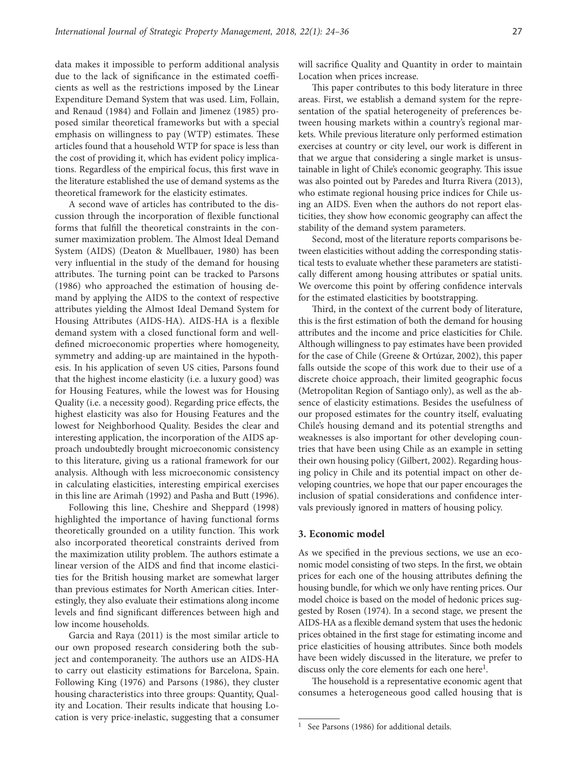data makes it impossible to perform additional analysis due to the lack of significance in the estimated coefficients as well as the restrictions imposed by the Linear Expenditure Demand System that was used. Lim, Follain, and Renaud (1984) and Follain and Jimenez (1985) proposed similar theoretical frameworks but with a special emphasis on willingness to pay (WTP) estimates. These articles found that a household WTP for space is less than the cost of providing it, which has evident policy implications. Regardless of the empirical focus, this first wave in the literature established the use of demand systems as the theoretical framework for the elasticity estimates.

A second wave of articles has contributed to the discussion through the incorporation of flexible functional forms that fulfill the theoretical constraints in the consumer maximization problem. The Almost Ideal Demand System (AIDS) (Deaton & Muellbauer, 1980) has been very influential in the study of the demand for housing attributes. The turning point can be tracked to Parsons (1986) who approached the estimation of housing demand by applying the AIDS to the context of respective attributes yielding the Almost Ideal Demand System for Housing Attributes (AIDS-HA). AIDS-HA is a flexible demand system with a closed functional form and well-defined microeconomic properties where homogeneity, symmetry and adding-up are maintained in the hypothesis. In his application of seven US cities, Parsons found that the highest income elasticity (i.e. a luxury good) was for Housing Features, while the lowest was for Housing Quality (i.e. a necessity good). Regarding price effects, the highest elasticity was also for Housing Features and the lowest for Neighborhood Quality. Besides the clear and interesting application, the incorporation of the AIDS approach undoubtedly brought microeconomic consistency to this literature, giving us a rational framework for our analysis. Although with less microeconomic consistency in calculating elasticities, interesting empirical exercises in this line are Arimah (1992) and Pasha and Butt (1996).

Following this line, Cheshire and Sheppard (1998) highlighted the importance of having functional forms theoretically grounded on a utility function. This work also incorporated theoretical constraints derived from the maximization utility problem. The authors estimate a linear version of the AIDS and find that income elasticities for the British housing market are somewhat larger than previous estimates for North American cities. Interestingly, they also evaluate their estimations along income levels and find significant differences between high and low income households.

Garcia and Raya (2011) is the most similar article to our own proposed research considering both the subject and contemporaneity. The authors use an AIDS-HA to carry out elasticity estimations for Barcelona, Spain. Following King (1976) and Parsons (1986), they cluster housing characteristics into three groups: Quantity, Quality and Location. Their results indicate that housing Location is very price-inelastic, suggesting that a consumer will sacrifice Quality and Quantity in order to maintain Location when prices increase.

This paper contributes to this body literature in three areas. First, we establish a demand system for the representation of the spatial heterogeneity of preferences between housing markets within a country's regional markets. While previous literature only performed estimation exercises at country or city level, our work is different in that we argue that considering a single market is unsustainable in light of Chile's economic geography. This issue was also pointed out by Paredes and Iturra Rivera (2013), who estimate regional housing price indices for Chile using an AIDS. Even when the authors do not report elasticities, they show how economic geography can affect the stability of the demand system parameters.

Second, most of the literature reports comparisons between elasticities without adding the corresponding statistical tests to evaluate whether these parameters are statistically different among housing attributes or spatial units. We overcome this point by offering confidence intervals for the estimated elasticities by bootstrapping.

Third, in the context of the current body of literature, this is the first estimation of both the demand for housing attributes and the income and price elasticities for Chile. Although willingness to pay estimates have been provided for the case of Chile (Greene & Ortúzar, 2002), this paper falls outside the scope of this work due to their use of a discrete choice approach, their limited geographic focus (Metropolitan Region of Santiago only), as well as the absence of elasticity estimations. Besides the usefulness of our proposed estimates for the country itself, evaluating Chile's housing demand and its potential strengths and weaknesses is also important for other developing countries that have been using Chile as an example in setting their own housing policy (Gilbert, 2002). Regarding housing policy in Chile and its potential impact on other developing countries, we hope that our paper encourages the inclusion of spatial considerations and confidence intervals previously ignored in matters of housing policy.

## 3. Economic model

As we specified in the previous sections, we use an economic model consisting of two steps. In the first, we obtain prices for each one of the housing attributes defining the housing bundle, for which we only have renting prices. Our model choice is based on the model of hedonic prices suggested by Rosen (1974). In a second stage, we present the AIDS-HA as a flexible demand system that uses the hedonic prices obtained in the first stage for estimating income and price elasticities of housing attributes. Since both models have been widely discussed in the literature, we prefer to discuss only the core elements for each one here[1].

The household is a representative economic agent that consumes a heterogeneous good called housing that is

[1] See Parsons (1986) for additional details.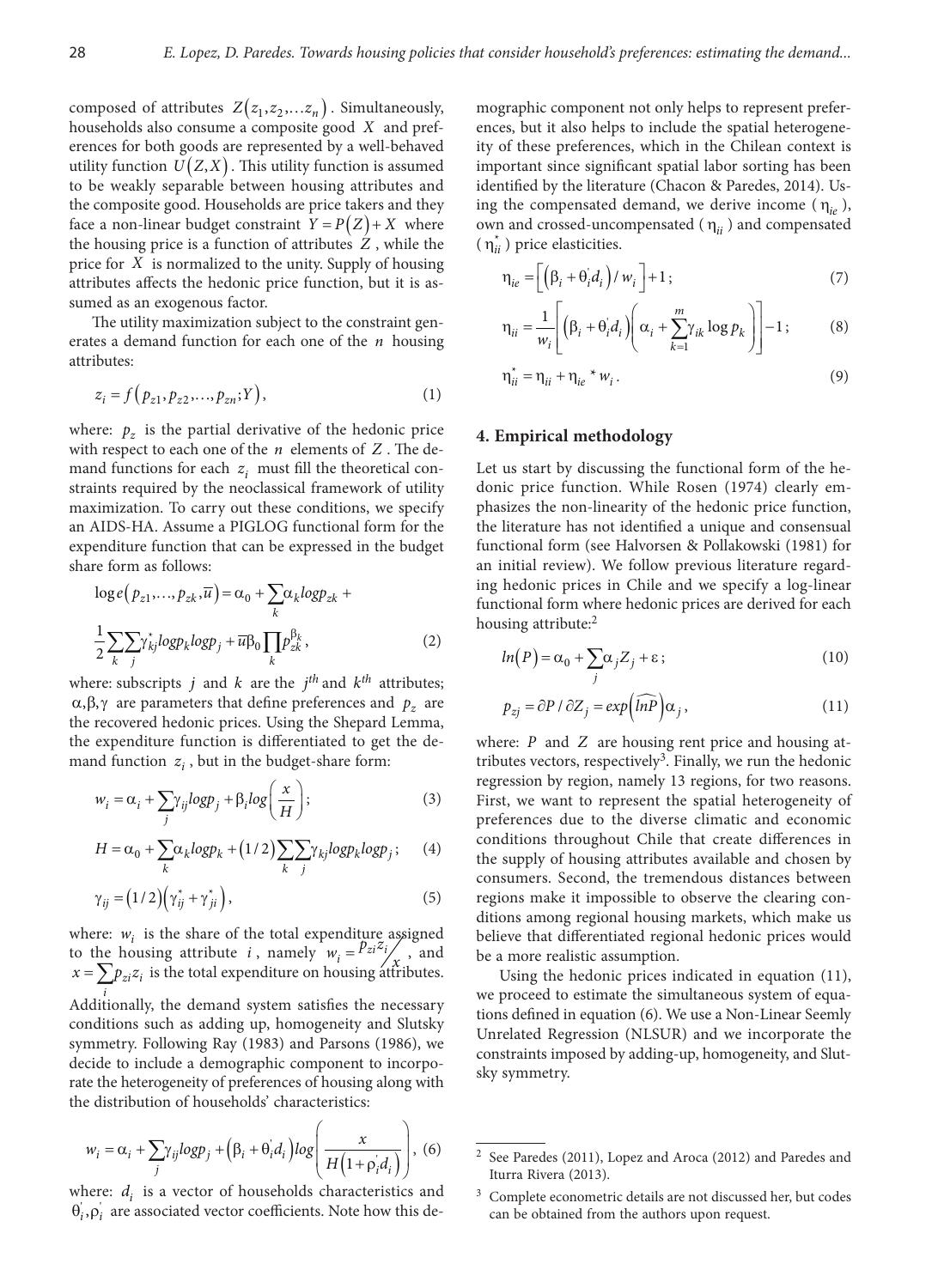composed of attributes $Z(z_1, z_2, \ldots z_n)$. Simultaneously, households also consume a composite good $X$ and preferences for both goods are represented by a well-behaved utility function $U(Z, X)$. This utility function is assumed to be weakly separable between housing attributes and the composite good. Households are price takers and they face a non-linear budget constraint $Y = P(Z) + X$ where the housing price is a function of attributes $Z$, while the price for $X$ is normalized to the unity. Supply of housing attributes affects the hedonic price function, but it is assumed as an exogenous factor.

The utility maximization subject to the constraint generates a demand function for each one of the $n$ housing attributes:

$$z_i = f(p_{z1}, p_{z2}, \ldots, p_{zn}; Y), \tag{1}$$

where: $p_z$ is the partial derivative of the hedonic price with respect to each one of the $n$ elements of $Z$. The demand functions for each $z_i$ must fill the theoretical constraints required by the neoclassical framework of utility maximization. To carry out these conditions, we specify an AIDS-HA. Assume a PIGLOG functional form for the expenditure function that can be expressed in the budget share form as follows:

$$\log e(p_{z1}, \ldots, p_{zk}, \overline{u}) = \alpha_0 + \sum_k \alpha_k log p_{zk} + \frac{1}{2}\sum_k \sum_j \gamma^*_{kj} log p_k log p_j + \overline{u}\beta_0 \prod_k p_{zk}^{\beta_k}, \tag{2}$$

where: subscripts $j$ and $k$ are the $j^{th}$ and $k^{th}$ attributes; $\alpha, \beta, \gamma$ are parameters that define preferences and $p_z$ are the recovered hedonic prices. Using the Shepard Lemma, the expenditure function is differentiated to get the demand function $z_i$, but in the budget-share form:

$$w_i = \alpha_i + \sum_j \gamma_{ij} log p_j + \beta_i log\left(\frac{x}{H}\right); \tag{3}$$

$$H = \alpha_0 + \sum_k \alpha_k log p_k + (1/2)\sum_k \sum_j \gamma_{kj} log p_k log p_j; \tag{4}$$

$$\gamma_{ij} = (1/2)\left(\gamma^*_{ij} + \gamma^*_{ji}\right), \tag{5}$$

where: $w_i$ is the share of the total expenditure assigned to the housing attribute $i$, namely $w_i = \frac{p_{zi} z_i}{x}$, and $x = \sum_i p_{zi} z_i$ is the total expenditure on housing attributes. Additionally, the demand system satisfies the necessary conditions such as adding up, homogeneity and Slutsky symmetry. Following Ray (1983) and Parsons (1986), we decide to include a demographic component to incorporate the heterogeneity of preferences of housing along with the distribution of households' characteristics:

$$w_i = \alpha_i + \sum_j \gamma_{ij} log p_j + \left(\beta_i + \theta_i' d_i\right) log\left(\frac{x}{H\left(1 + \rho_i' d_i\right)}\right), \tag{6}$$

where: $d_i$ is a vector of households characteristics and $\theta_i', \rho_i'$ are associated vector coefficients. Note how this demographic component not only helps to represent preferences, but it also helps to include the spatial heterogeneity of these preferences, which in the Chilean context is important since significant spatial labor sorting has been identified by the literature (Chacon & Paredes, 2014). Using the compensated demand, we derive income ($\eta_{ie}$), own and crossed-uncompensated ($\eta_{ii}$) and compensated ($\eta^*_{ii}$) price elasticities.

$$\eta_{ie} = \left[\left(\beta_i + \theta_i' d_i\right) / w_i\right] + 1; \tag{7}$$

$$\eta_{ii} = \frac{1}{w_i}\left[\left(\beta_i + \theta_i' d_i\right)\left(\alpha_i + \sum_{k=1}^{m} \gamma_{ik} \log p_k\right)\right] - 1; \tag{8}$$

$$\eta^*_{ii} = \eta_{ii} + \eta_{ie} * w_i. \tag{9}$$

## 4. Empirical methodology

Let us start by discussing the functional form of the hedonic price function. While Rosen (1974) clearly emphasizes the non-linearity of the hedonic price function, the literature has not identified a unique and consensual functional form (see Halvorsen & Pollakowski (1981) for an initial review). We follow previous literature regarding hedonic prices in Chile and we specify a log-linear functional form where hedonic prices are derived for each housing attribute:[2]

$$ln(P) = \alpha_0 + \sum_j \alpha_j Z_j + \varepsilon; \tag{10}$$

$$p_{zj} = \partial P / \partial Z_j = exp\left(\widehat{lnP}\right)\alpha_j, \tag{11}$$

where: $P$ and $Z$ are housing rent price and housing attributes vectors, respectively[3]. Finally, we run the hedonic regression by region, namely 13 regions, for two reasons. First, we want to represent the spatial heterogeneity of preferences due to the diverse climatic and economic conditions throughout Chile that create differences in the supply of housing attributes available and chosen by consumers. Second, the tremendous distances between regions make it impossible to observe the clearing conditions among regional housing markets, which make us believe that differentiated regional hedonic prices would be a more realistic assumption.

Using the hedonic prices indicated in equation (11), we proceed to estimate the simultaneous system of equations defined in equation (6). We use a Non-Linear Seemly Unrelated Regression (NLSUR) and we incorporate the constraints imposed by adding-up, homogeneity, and Slutsky symmetry.

---

[2] See Paredes (2011), Lopez and Aroca (2012) and Paredes and Iturra Rivera (2013).

[3] Complete econometric details are not discussed her, but codes can be obtained from the authors upon request.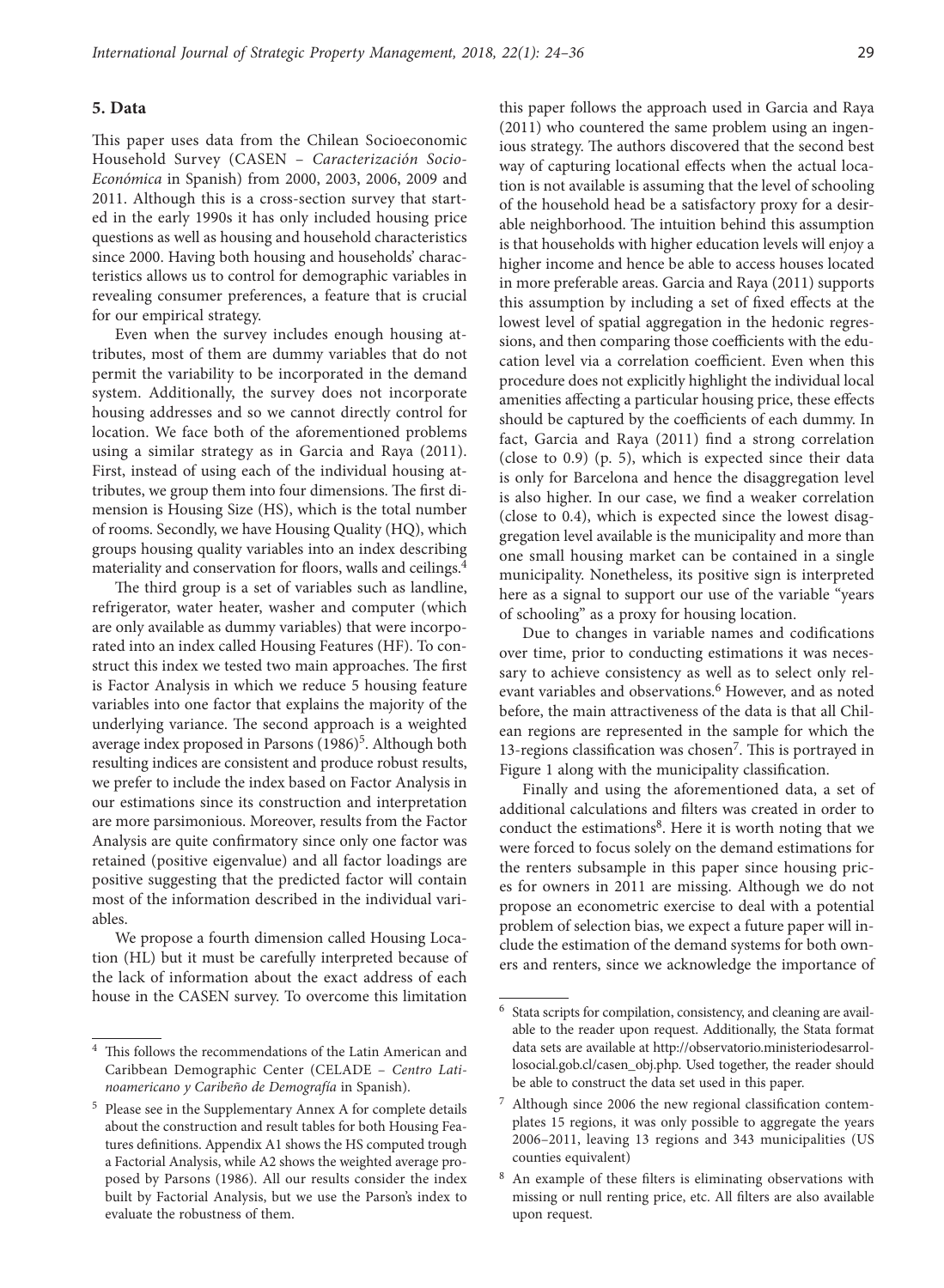## 5. Data

This paper uses data from the Chilean Socioeconomic Household Survey (CASEN – *Caracterización Socio-Económica* in Spanish) from 2000, 2003, 2006, 2009 and 2011. Although this is a cross-section survey that started in the early 1990s it has only included housing price questions as well as housing and household characteristics since 2000. Having both housing and households' characteristics allows us to control for demographic variables in revealing consumer preferences, a feature that is crucial for our empirical strategy.

Even when the survey includes enough housing attributes, most of them are dummy variables that do not permit the variability to be incorporated in the demand system. Additionally, the survey does not incorporate housing addresses and so we cannot directly control for location. We face both of the aforementioned problems using a similar strategy as in Garcia and Raya (2011). First, instead of using each of the individual housing attributes, we group them into four dimensions. The first dimension is Housing Size (HS), which is the total number of rooms. Secondly, we have Housing Quality (HQ), which groups housing quality variables into an index describing materiality and conservation for floors, walls and ceilings.[4]

The third group is a set of variables such as landline, refrigerator, water heater, washer and computer (which are only available as dummy variables) that were incorporated into an index called Housing Features (HF). To construct this index we tested two main approaches. The first is Factor Analysis in which we reduce 5 housing feature variables into one factor that explains the majority of the underlying variance. The second approach is a weighted average index proposed in Parsons (1986)[5]. Although both resulting indices are consistent and produce robust results, we prefer to include the index based on Factor Analysis in our estimations since its construction and interpretation are more parsimonious. Moreover, results from the Factor Analysis are quite confirmatory since only one factor was retained (positive eigenvalue) and all factor loadings are positive suggesting that the predicted factor will contain most of the information described in the individual variables.

We propose a fourth dimension called Housing Location (HL) but it must be carefully interpreted because of the lack of information about the exact address of each house in the CASEN survey. To overcome this limitation this paper follows the approach used in Garcia and Raya (2011) who countered the same problem using an ingenious strategy. The authors discovered that the second best way of capturing locational effects when the actual location is not available is assuming that the level of schooling of the household head be a satisfactory proxy for a desirable neighborhood. The intuition behind this assumption is that households with higher education levels will enjoy a higher income and hence be able to access houses located in more preferable areas. Garcia and Raya (2011) supports this assumption by including a set of fixed effects at the lowest level of spatial aggregation in the hedonic regressions, and then comparing those coefficients with the education level via a correlation coefficient. Even when this procedure does not explicitly highlight the individual local amenities affecting a particular housing price, these effects should be captured by the coefficients of each dummy. In fact, Garcia and Raya (2011) find a strong correlation (close to 0.9) (p. 5), which is expected since their data is only for Barcelona and hence the disaggregation level is also higher. In our case, we find a weaker correlation (close to 0.4), which is expected since the lowest disaggregation level available is the municipality and more than one small housing market can be contained in a single municipality. Nonetheless, its positive sign is interpreted here as a signal to support our use of the variable "years of schooling" as a proxy for housing location.

Due to changes in variable names and codifications over time, prior to conducting estimations it was necessary to achieve consistency as well as to select only relevant variables and observations.[6] However, and as noted before, the main attractiveness of the data is that all Chilean regions are represented in the sample for which the 13-regions classification was chosen[7]. This is portrayed in Figure 1 along with the municipality classification.

Finally and using the aforementioned data, a set of additional calculations and filters was created in order to conduct the estimations[8]. Here it is worth noting that we were forced to focus solely on the demand estimations for the renters subsample in this paper since housing prices for owners in 2011 are missing. Although we do not propose an econometric exercise to deal with a potential problem of selection bias, we expect a future paper will include the estimation of the demand systems for both owners and renters, since we acknowledge the importance of

---

[4] This follows the recommendations of the Latin American and Caribbean Demographic Center (CELADE – *Centro Latinoamericano y Caribeño de Demografía* in Spanish).

[5] Please see in the Supplementary Annex A for complete details about the construction and result tables for both Housing Features definitions. Appendix A1 shows the HS computed trough a Factorial Analysis, while A2 shows the weighted average proposed by Parsons (1986). All our results consider the index built by Factorial Analysis, but we use the Parson's index to evaluate the robustness of them.

[6] Stata scripts for compilation, consistency, and cleaning are available to the reader upon request. Additionally, the Stata format data sets are available at http://observatorio.ministeriodesarrollosocial.gob.cl/casen_obj.php. Used together, the reader should be able to construct the data set used in this paper.

[7] Although since 2006 the new regional classification contemplates 15 regions, it was only possible to aggregate the years 2006–2011, leaving 13 regions and 343 municipalities (US counties equivalent)

[8] An example of these filters is eliminating observations with missing or null renting price, etc. All filters are also available upon request.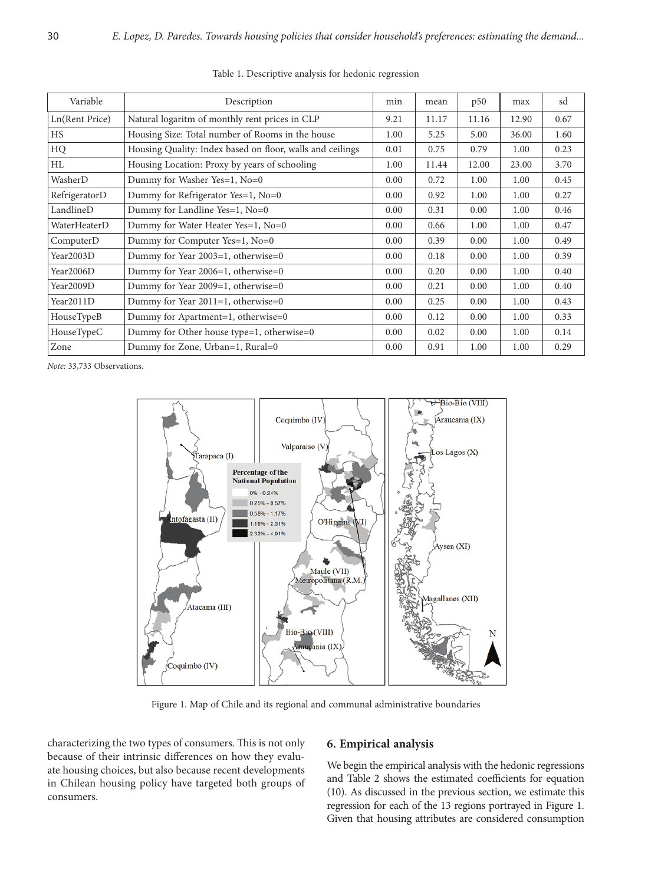Table 1. Descriptive analysis for hedonic regression

| Variable | Description | min | mean | p50 | max | sd |
|---|---|---|---|---|---|---|
| Ln(Rent Price) | Natural logaritm of monthly rent prices in CLP | 9.21 | 11.17 | 11.16 | 12.90 | 0.67 |
| HS | Housing Size: Total number of Rooms in the house | 1.00 | 5.25 | 5.00 | 36.00 | 1.60 |
| HQ | Housing Quality: Index based on floor, walls and ceilings | 0.01 | 0.75 | 0.79 | 1.00 | 0.23 |
| HL | Housing Location: Proxy by years of schooling | 1.00 | 11.44 | 12.00 | 23.00 | 3.70 |
| WasherD | Dummy for Washer Yes=1, No=0 | 0.00 | 0.72 | 1.00 | 1.00 | 0.45 |
| RefrigeratorD | Dummy for Refrigerator Yes=1, No=0 | 0.00 | 0.92 | 1.00 | 1.00 | 0.27 |
| LandlineD | Dummy for Landline Yes=1, No=0 | 0.00 | 0.31 | 0.00 | 1.00 | 0.46 |
| WaterHeaterD | Dummy for Water Heater Yes=1, No=0 | 0.00 | 0.66 | 1.00 | 1.00 | 0.47 |
| ComputerD | Dummy for Computer Yes=1, No=0 | 0.00 | 0.39 | 0.00 | 1.00 | 0.49 |
| Year2003D | Dummy for Year 2003=1, otherwise=0 | 0.00 | 0.18 | 0.00 | 1.00 | 0.39 |
| Year2006D | Dummy for Year 2006=1, otherwise=0 | 0.00 | 0.20 | 0.00 | 1.00 | 0.40 |
| Year2009D | Dummy for Year 2009=1, otherwise=0 | 0.00 | 0.21 | 0.00 | 1.00 | 0.40 |
| Year2011D | Dummy for Year 2011=1, otherwise=0 | 0.00 | 0.25 | 0.00 | 1.00 | 0.43 |
| HouseTypeB | Dummy for Apartment=1, otherwise=0 | 0.00 | 0.12 | 0.00 | 1.00 | 0.33 |
| HouseTypeC | Dummy for Other house type=1, otherwise=0 | 0.00 | 0.02 | 0.00 | 1.00 | 0.14 |
| Zone | Dummy for Zone, Urban=1, Rural=0 | 0.00 | 0.91 | 1.00 | 1.00 | 0.29 |

*Note:* 33,733 Observations.

Figure 1. Map of Chile and its regional and communal administrative boundaries

characterizing the two types of consumers. This is not only because of their intrinsic differences on how they evaluate housing choices, but also because recent developments in Chilean housing policy have targeted both groups of consumers.

## 6. Empirical analysis

We begin the empirical analysis with the hedonic regressions and Table 2 shows the estimated coefficients for equation (10). As discussed in the previous section, we estimate this regression for each of the 13 regions portrayed in Figure 1. Given that housing attributes are considered consumption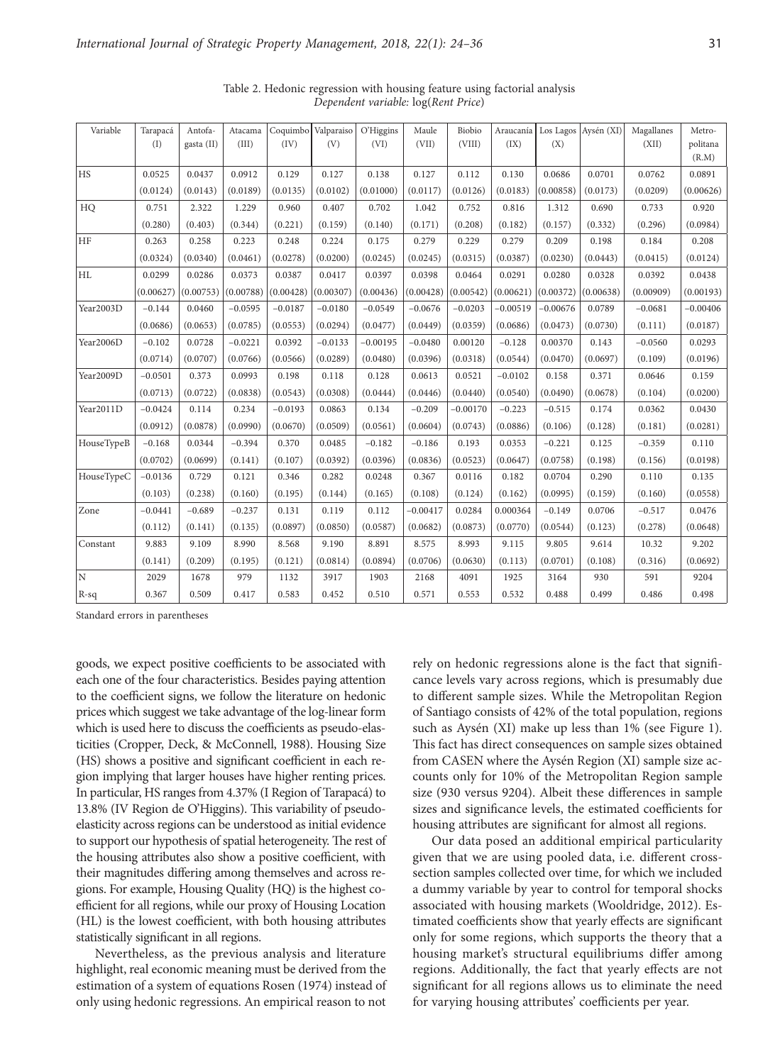Table 2. Hedonic regression with housing feature using factorial analysis
*Dependent variable:* log(*Rent Price*)

| Variable | Tarapacá (I) | Antofagasta (II) | Atacama (III) | Coquimbo (IV) | Valparaiso (V) | O'Higgins (VI) | Maule (VII) | Biobio (VIII) | Araucanía (IX) | Los Lagos (X) | Aysén (XI) | Magallanes (XII) | Metropolitana (R.M) |
|---|---|---|---|---|---|---|---|---|---|---|---|---|---|
| HS | 0.0525 | 0.0437 | 0.0912 | 0.129 | 0.127 | 0.138 | 0.127 | 0.112 | 0.130 | 0.0686 | 0.0701 | 0.0762 | 0.0891 |
| | (0.0124) | (0.0143) | (0.0189) | (0.0135) | (0.0102) | (0.01000) | (0.0117) | (0.0126) | (0.0183) | (0.00858) | (0.0173) | (0.0209) | (0.00626) |
| HQ | 0.751 | 2.322 | 1.229 | 0.960 | 0.407 | 0.702 | 1.042 | 0.752 | 0.816 | 1.312 | 0.690 | 0.733 | 0.920 |
| | (0.280) | (0.403) | (0.344) | (0.221) | (0.159) | (0.140) | (0.171) | (0.208) | (0.182) | (0.157) | (0.332) | (0.296) | (0.0984) |
| HF | 0.263 | 0.258 | 0.223 | 0.248 | 0.224 | 0.175 | 0.279 | 0.229 | 0.279 | 0.209 | 0.198 | 0.184 | 0.208 |
| | (0.0324) | (0.0340) | (0.0461) | (0.0278) | (0.0200) | (0.0245) | (0.0245) | (0.0315) | (0.0387) | (0.0230) | (0.0443) | (0.0415) | (0.0124) |
| HL | 0.0299 | 0.0286 | 0.0373 | 0.0387 | 0.0417 | 0.0397 | 0.0398 | 0.0464 | 0.0291 | 0.0280 | 0.0328 | 0.0392 | 0.0438 |
| | (0.00627) | (0.00753) | (0.00788) | (0.00428) | (0.00307) | (0.00436) | (0.00428) | (0.00542) | (0.00621) | (0.00372) | (0.00638) | (0.00909) | (0.00193) |
| Year2003D | −0.144 | 0.0460 | −0.0595 | −0.0187 | −0.0180 | −0.0549 | −0.0676 | −0.0203 | −0.00519 | −0.00676 | 0.0789 | −0.0681 | −0.00406 |
| | (0.0686) | (0.0653) | (0.0785) | (0.0553) | (0.0294) | (0.0477) | (0.0449) | (0.0359) | (0.0686) | (0.0473) | (0.0730) | (0.111) | (0.0187) |
| Year2006D | −0.102 | 0.0728 | −0.0221 | 0.0392 | −0.0133 | −0.00195 | −0.0480 | 0.00120 | −0.128 | 0.00370 | 0.143 | −0.0560 | 0.0293 |
| | (0.0714) | (0.0707) | (0.0766) | (0.0566) | (0.0289) | (0.0480) | (0.0396) | (0.0318) | (0.0544) | (0.0470) | (0.0697) | (0.109) | (0.0196) |
| Year2009D | −0.0501 | 0.373 | 0.0993 | 0.198 | 0.118 | 0.128 | 0.0613 | 0.0521 | −0.0102 | 0.158 | 0.371 | 0.0646 | 0.159 |
| | (0.0713) | (0.0722) | (0.0838) | (0.0543) | (0.0308) | (0.0444) | (0.0446) | (0.0440) | (0.0540) | (0.0490) | (0.0678) | (0.104) | (0.0200) |
| Year2011D | −0.0424 | 0.114 | 0.234 | −0.0193 | 0.0863 | 0.134 | −0.209 | −0.00170 | −0.223 | −0.515 | 0.174 | 0.0362 | 0.0430 |
| | (0.0912) | (0.0878) | (0.0990) | (0.0670) | (0.0509) | (0.0561) | (0.0604) | (0.0743) | (0.0886) | (0.106) | (0.128) | (0.181) | (0.0281) |
| HouseTypeB | −0.168 | 0.0344 | −0.394 | 0.370 | 0.0485 | −0.182 | −0.186 | 0.193 | 0.0353 | −0.221 | 0.125 | −0.359 | 0.110 |
| | (0.0702) | (0.0699) | (0.141) | (0.107) | (0.0392) | (0.0396) | (0.0836) | (0.0523) | (0.0647) | (0.0758) | (0.198) | (0.156) | (0.0198) |
| HouseTypeC | −0.0136 | 0.729 | 0.121 | 0.346 | 0.282 | 0.0248 | 0.367 | 0.0116 | 0.182 | 0.0704 | 0.290 | 0.110 | 0.135 |
| | (0.103) | (0.238) | (0.160) | (0.195) | (0.144) | (0.165) | (0.108) | (0.124) | (0.162) | (0.0995) | (0.159) | (0.160) | (0.0558) |
| Zone | −0.0441 | −0.689 | −0.237 | 0.131 | 0.119 | 0.112 | −0.00417 | 0.0284 | 0.000364 | −0.149 | 0.0706 | −0.517 | 0.0476 |
| | (0.112) | (0.141) | (0.135) | (0.0897) | (0.0850) | (0.0587) | (0.0682) | (0.0873) | (0.0770) | (0.0544) | (0.123) | (0.278) | (0.0648) |
| Constant | 9.883 | 9.109 | 8.990 | 8.568 | 9.190 | 8.891 | 8.575 | 8.993 | 9.115 | 9.805 | 9.614 | 10.32 | 9.202 |
| | (0.141) | (0.209) | (0.195) | (0.121) | (0.0814) | (0.0894) | (0.0706) | (0.0630) | (0.113) | (0.0701) | (0.108) | (0.316) | (0.0692) |
| N | 2029 | 1678 | 979 | 1132 | 3917 | 1903 | 2168 | 4091 | 1925 | 3164 | 930 | 591 | 9204 |
| R-sq | 0.367 | 0.509 | 0.417 | 0.583 | 0.452 | 0.510 | 0.571 | 0.553 | 0.532 | 0.488 | 0.499 | 0.486 | 0.498 |

Standard errors in parentheses

goods, we expect positive coefficients to be associated with each one of the four characteristics. Besides paying attention to the coefficient signs, we follow the literature on hedonic prices which suggest we take advantage of the log-linear form which is used here to discuss the coefficients as pseudo-elasticities (Cropper, Deck, & McConnell, 1988). Housing Size (HS) shows a positive and significant coefficient in each region implying that larger houses have higher renting prices. In particular, HS ranges from 4.37% (I Region of Tarapacá) to 13.8% (IV Region de O'Higgins). This variability of pseudo-elasticity across regions can be understood as initial evidence to support our hypothesis of spatial heterogeneity. The rest of the housing attributes also show a positive coefficient, with their magnitudes differing among themselves and across regions. For example, Housing Quality (HQ) is the highest coefficient for all regions, while our proxy of Housing Location (HL) is the lowest coefficient, with both housing attributes statistically significant in all regions.

Nevertheless, as the previous analysis and literature highlight, real economic meaning must be derived from the estimation of a system of equations Rosen (1974) instead of only using hedonic regressions. An empirical reason to not rely on hedonic regressions alone is the fact that significance levels vary across regions, which is presumably due to different sample sizes. While the Metropolitan Region of Santiago consists of 42% of the total population, regions such as Aysén (XI) make up less than 1% (see Figure 1). This fact has direct consequences on sample sizes obtained from CASEN where the Aysén Region (XI) sample size accounts only for 10% of the Metropolitan Region sample size (930 versus 9204). Albeit these differences in sample sizes and significance levels, the estimated coefficients for housing attributes are significant for almost all regions.

Our data posed an additional empirical particularity given that we are using pooled data, i.e. different cross-section samples collected over time, for which we included a dummy variable by year to control for temporal shocks associated with housing markets (Wooldridge, 2012). Estimated coefficients show that yearly effects are significant only for some regions, which supports the theory that a housing market's structural equilibriums differ among regions. Additionally, the fact that yearly effects are not significant for all regions allows us to eliminate the need for varying housing attributes' coefficients per year.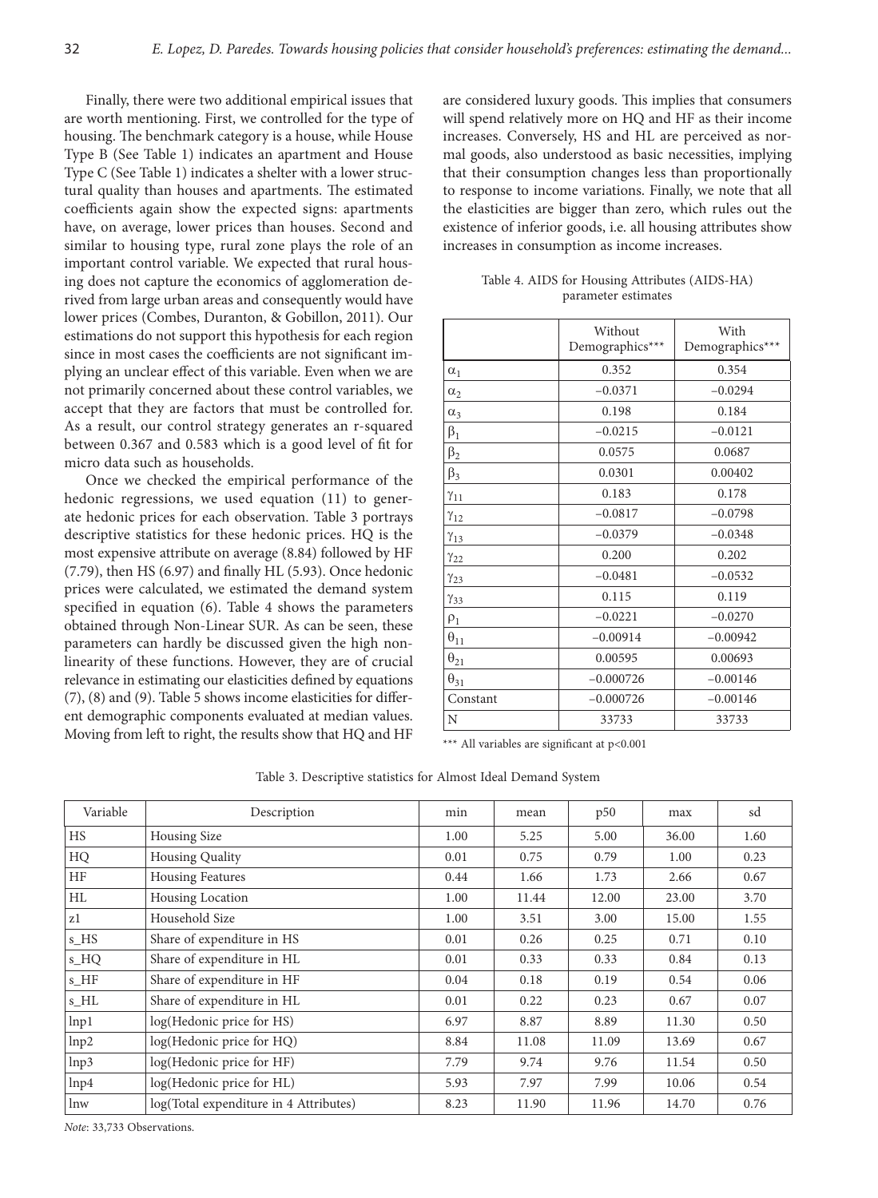Finally, there were two additional empirical issues that are worth mentioning. First, we controlled for the type of housing. The benchmark category is a house, while House Type B (See Table 1) indicates an apartment and House Type C (See Table 1) indicates a shelter with a lower structural quality than houses and apartments. The estimated coefficients again show the expected signs: apartments have, on average, lower prices than houses. Second and similar to housing type, rural zone plays the role of an important control variable. We expected that rural housing does not capture the economics of agglomeration derived from large urban areas and consequently would have lower prices (Combes, Duranton, & Gobillon, 2011). Our estimations do not support this hypothesis for each region since in most cases the coefficients are not significant implying an unclear effect of this variable. Even when we are not primarily concerned about these control variables, we accept that they are factors that must be controlled for. As a result, our control strategy generates an r-squared between 0.367 and 0.583 which is a good level of fit for micro data such as households.

Once we checked the empirical performance of the hedonic regressions, we used equation (11) to generate hedonic prices for each observation. Table 3 portrays descriptive statistics for these hedonic prices. HQ is the most expensive attribute on average (8.84) followed by HF (7.79), then HS (6.97) and finally HL (5.93). Once hedonic prices were calculated, we estimated the demand system specified in equation (6). Table 4 shows the parameters obtained through Non-Linear SUR. As can be seen, these parameters can hardly be discussed given the high non-linearity of these functions. However, they are of crucial relevance in estimating our elasticities defined by equations (7), (8) and (9). Table 5 shows income elasticities for different demographic components evaluated at median values. Moving from left to right, the results show that HQ and HF are considered luxury goods. This implies that consumers will spend relatively more on HQ and HF as their income increases. Conversely, HS and HL are perceived as normal goods, also understood as basic necessities, implying that their consumption changes less than proportionally to response to income variations. Finally, we note that all the elasticities are bigger than zero, which rules out the existence of inferior goods, i.e. all housing attributes show increases in consumption as income increases.

Table 4. AIDS for Housing Attributes (AIDS-HA) parameter estimates

| | Without Demographics*** | With Demographics*** |
|---|---|---|
| $\alpha_1$ | 0.352 | 0.354 |
| $\alpha_2$ | −0.0371 | −0.0294 |
| $\alpha_3$ | 0.198 | 0.184 |
| $\beta_1$ | −0.0215 | −0.0121 |
| $\beta_2$ | 0.0575 | 0.0687 |
| $\beta_3$ | 0.0301 | 0.00402 |
| $\gamma_{11}$ | 0.183 | 0.178 |
| $\gamma_{12}$ | −0.0817 | −0.0798 |
| $\gamma_{13}$ | −0.0379 | −0.0348 |
| $\gamma_{22}$ | 0.200 | 0.202 |
| $\gamma_{23}$ | −0.0481 | −0.0532 |
| $\gamma_{33}$ | 0.115 | 0.119 |
| $\rho_1$ | −0.0221 | −0.0270 |
| $\theta_{11}$ | −0.00914 | −0.00942 |
| $\theta_{21}$ | 0.00595 | 0.00693 |
| $\theta_{31}$ | −0.000726 | −0.00146 |
| Constant | −0.000726 | −0.00146 |
| N | 33733 | 33733 |

*** All variables are significant at $p<0.001$

Table 3. Descriptive statistics for Almost Ideal Demand System

| Variable | Description | min | mean | p50 | max | sd |
|---|---|---|---|---|---|---|
| HS | Housing Size | 1.00 | 5.25 | 5.00 | 36.00 | 1.60 |
| HQ | Housing Quality | 0.01 | 0.75 | 0.79 | 1.00 | 0.23 |
| HF | Housing Features | 0.44 | 1.66 | 1.73 | 2.66 | 0.67 |
| HL | Housing Location | 1.00 | 11.44 | 12.00 | 23.00 | 3.70 |
| z1 | Household Size | 1.00 | 3.51 | 3.00 | 15.00 | 1.55 |
| s_HS | Share of expenditure in HS | 0.01 | 0.26 | 0.25 | 0.71 | 0.10 |
| s_HQ | Share of expenditure in HL | 0.01 | 0.33 | 0.33 | 0.84 | 0.13 |
| s_HF | Share of expenditure in HF | 0.04 | 0.18 | 0.19 | 0.54 | 0.06 |
| s_HL | Share of expenditure in HL | 0.01 | 0.22 | 0.23 | 0.67 | 0.07 |
| lnp1 | log(Hedonic price for HS) | 6.97 | 8.87 | 8.89 | 11.30 | 0.50 |
| lnp2 | log(Hedonic price for HQ) | 8.84 | 11.08 | 11.09 | 13.69 | 0.67 |
| lnp3 | log(Hedonic price for HF) | 7.79 | 9.74 | 9.76 | 11.54 | 0.50 |
| lnp4 | log(Hedonic price for HL) | 5.93 | 7.97 | 7.99 | 10.06 | 0.54 |
| lnw | log(Total expenditure in 4 Attributes) | 8.23 | 11.90 | 11.96 | 14.70 | 0.76 |

*Note*: 33,733 Observations.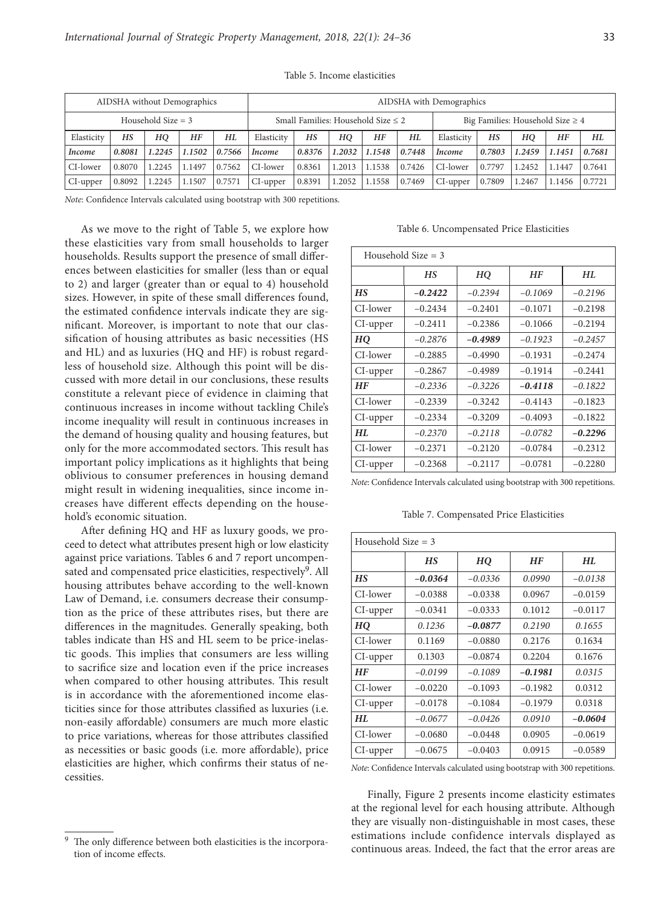Table 5. Income elasticities

| AIDSHA without Demographics | | | | | AIDSHA with Demographics | | | | | | | | | |
|---|---|---|---|---|---|---|---|---|---|---|---|---|---|---|
| Household Size = 3 | | | | | Small Families: Household Size ≤ 2 | | | | | Big Families: Household Size ≥ 4 | | | | |
| Elasticity | *HS* | *HQ* | *HF* | *HL* | Elasticity | *HS* | *HQ* | *HF* | *HL* | Elasticity | *HS* | *HQ* | *HF* | *HL* |
| ***Income*** | ***0.8081*** | ***1.2245*** | ***1.1502*** | ***0.7566*** | ***Income*** | ***0.8376*** | ***1.2032*** | ***1.1548*** | ***0.7448*** | ***Income*** | ***0.7803*** | ***1.2459*** | ***1.1451*** | ***0.7681*** |
| CI-lower | 0.8070 | 1.2245 | 1.1497 | 0.7562 | CI-lower | 0.8361 | 1.2013 | 1.1538 | 0.7426 | CI-lower | 0.7797 | 1.2452 | 1.1447 | 0.7641 |
| CI-upper | 0.8092 | 1.2245 | 1.1507 | 0.7571 | CI-upper | 0.8391 | 1.2052 | 1.1558 | 0.7469 | CI-upper | 0.7809 | 1.2467 | 1.1456 | 0.7721 |

*Note*: Confidence Intervals calculated using bootstrap with 300 repetitions.

As we move to the right of Table 5, we explore how these elasticities vary from small households to larger households. Results support the presence of small differences between elasticities for smaller (less than or equal to 2) and larger (greater than or equal to 4) household sizes. However, in spite of these small differences found, the estimated confidence intervals indicate they are significant. Moreover, is important to note that our classification of housing attributes as basic necessities (HS and HL) and as luxuries (HQ and HF) is robust regardless of household size. Although this point will be discussed with more detail in our conclusions, these results constitute a relevant piece of evidence in claiming that continuous increases in income without tackling Chile's income inequality will result in continuous increases in the demand of housing quality and housing features, but only for the more accommodated sectors. This result has important policy implications as it highlights that being oblivious to consumer preferences in housing demand might result in widening inequalities, since income increases have different effects depending on the household's economic situation.

After defining HQ and HF as luxury goods, we proceed to detect what attributes present high or low elasticity against price variations. Tables 6 and 7 report uncompensated and compensated price elasticities, respectively[9]. All housing attributes behave according to the well-known Law of Demand, i.e. consumers decrease their consumption as the price of these attributes rises, but there are differences in the magnitudes. Generally speaking, both tables indicate than HS and HL seem to be price-inelastic goods. This implies that consumers are less willing to sacrifice size and location even if the price increases when compared to other housing attributes. This result is in accordance with the aforementioned income elasticities since for those attributes classified as luxuries (i.e. non-easily affordable) consumers are much more elastic to price variations, whereas for those attributes classified as necessities or basic goods (i.e. more affordable), price elasticities are higher, which confirms their status of necessities.

Table 6. Uncompensated Price Elasticities

| Household Size = 3 | | | | |
|---|---|---|---|---|
| | *HS* | *HQ* | *HF* | *HL* |
| ***HS*** | ***−0.2422*** | *−0.2394* | *−0.1069* | *−0.2196* |
| CI-lower | −0.2434 | −0.2401 | −0.1071 | −0.2198 |
| CI-upper | −0.2411 | −0.2386 | −0.1066 | −0.2194 |
| ***HQ*** | *−0.2876* | ***−0.4989*** | *−0.1923* | *−0.2457* |
| CI-lower | −0.2885 | −0.4990 | −0.1931 | −0.2474 |
| CI-upper | −0.2867 | −0.4989 | −0.1914 | −0.2441 |
| ***HF*** | *−0.2336* | *−0.3226* | ***−0.4118*** | *−0.1822* |
| CI-lower | −0.2339 | −0.3242 | −0.4143 | −0.1823 |
| CI-upper | −0.2334 | −0.3209 | −0.4093 | −0.1822 |
| ***HL*** | *−0.2370* | *−0.2118* | *−0.0782* | ***−0.2296*** |
| CI-lower | −0.2371 | −0.2120 | −0.0784 | −0.2312 |
| CI-upper | −0.2368 | −0.2117 | −0.0781 | −0.2280 |

*Note*: Confidence Intervals calculated using bootstrap with 300 repetitions.

Table 7. Compensated Price Elasticities

| Household Size = 3 | | | | |
|---|---|---|---|---|
| | *HS* | *HQ* | *HF* | *HL* |
| ***HS*** | ***−0.0364*** | *−0.0336* | *0.0990* | *−0.0138* |
| CI-lower | −0.0388 | −0.0338 | 0.0967 | −0.0159 |
| CI-upper | −0.0341 | −0.0333 | 0.1012 | −0.0117 |
| ***HQ*** | *0.1236* | ***−0.0877*** | *0.2190* | *0.1655* |
| CI-lower | 0.1169 | −0.0880 | 0.2176 | 0.1634 |
| CI-upper | 0.1303 | −0.0874 | 0.2204 | 0.1676 |
| ***HF*** | *−0.0199* | *−0.1089* | ***−0.1981*** | *0.0315* |
| CI-lower | −0.0220 | −0.1093 | −0.1982 | 0.0312 |
| CI-upper | −0.0178 | −0.1084 | −0.1979 | 0.0318 |
| ***HL*** | *−0.0677* | *−0.0426* | *0.0910* | ***−0.0604*** |
| CI-lower | −0.0680 | −0.0448 | 0.0905 | −0.0619 |
| CI-upper | −0.0675 | −0.0403 | 0.0915 | −0.0589 |

*Note*: Confidence Intervals calculated using bootstrap with 300 repetitions.

Finally, Figure 2 presents income elasticity estimates at the regional level for each housing attribute. Although they are visually non-distinguishable in most cases, these estimations include confidence intervals displayed as continuous areas. Indeed, the fact that the error areas are

---

[9] The only difference between both elasticities is the incorporation of income effects.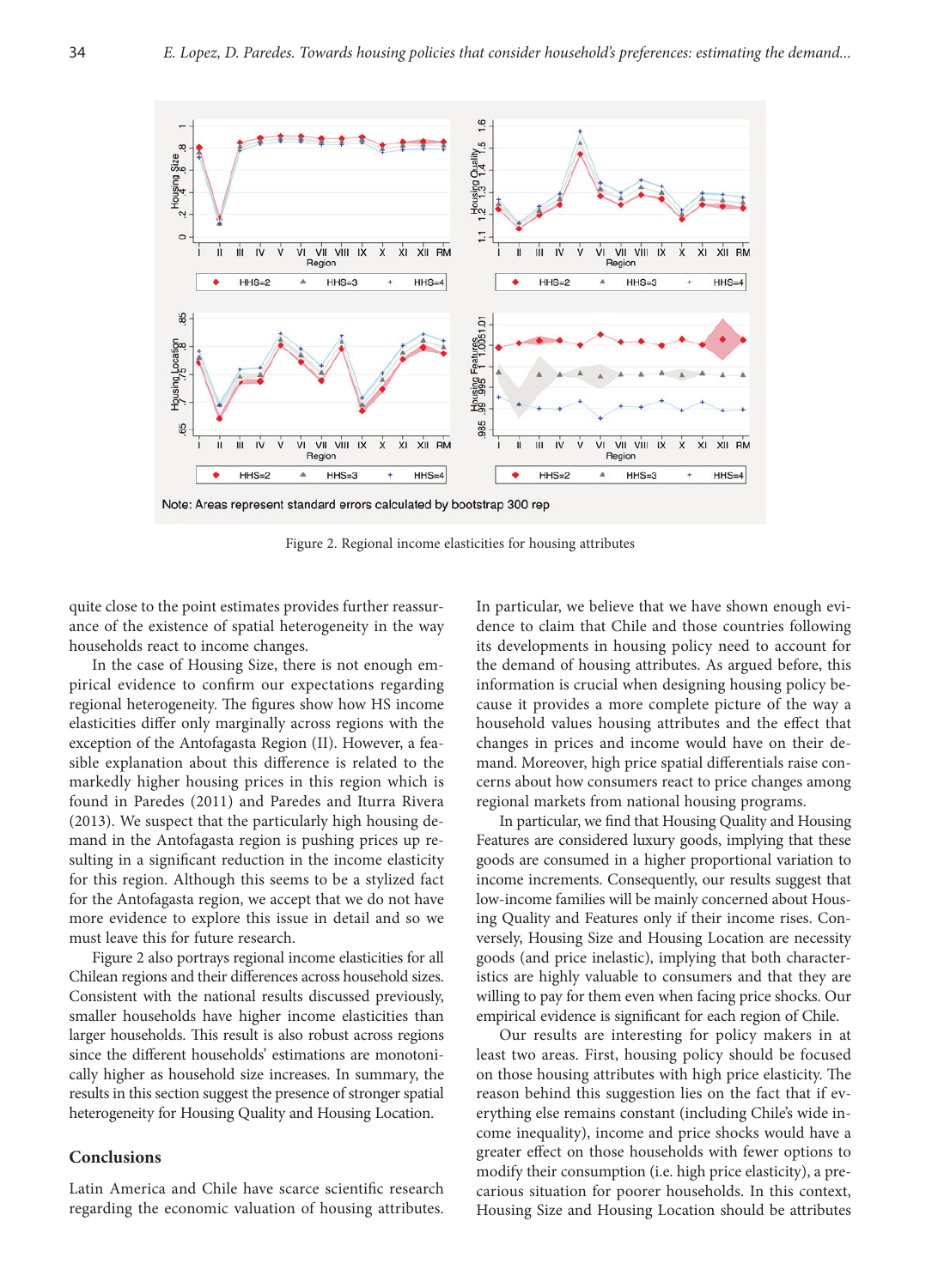Note: Areas represent standard errors calculated by bootstrap 300 rep

Figure 2. Regional income elasticities for housing attributes

quite close to the point estimates provides further reassurance of the existence of spatial heterogeneity in the way households react to income changes.

In the case of Housing Size, there is not enough empirical evidence to confirm our expectations regarding regional heterogeneity. The figures show how HS income elasticities differ only marginally across regions with the exception of the Antofagasta Region (II). However, a feasible explanation about this difference is related to the markedly higher housing prices in this region which is found in Paredes (2011) and Paredes and Iturra Rivera (2013). We suspect that the particularly high housing demand in the Antofagasta region is pushing prices up resulting in a significant reduction in the income elasticity for this region. Although this seems to be a stylized fact for the Antofagasta region, we accept that we do not have more evidence to explore this issue in detail and so we must leave this for future research.

Figure 2 also portrays regional income elasticities for all Chilean regions and their differences across household sizes. Consistent with the national results discussed previously, smaller households have higher income elasticities than larger households. This result is also robust across regions since the different households' estimations are monotonically higher as household size increases. In summary, the results in this section suggest the presence of stronger spatial heterogeneity for Housing Quality and Housing Location.

## Conclusions

Latin America and Chile have scarce scientific research regarding the economic valuation of housing attributes. In particular, we believe that we have shown enough evidence to claim that Chile and those countries following its developments in housing policy need to account for the demand of housing attributes. As argued before, this information is crucial when designing housing policy because it provides a more complete picture of the way a household values housing attributes and the effect that changes in prices and income would have on their demand. Moreover, high price spatial differentials raise concerns about how consumers react to price changes among regional markets from national housing programs.

In particular, we find that Housing Quality and Housing Features are considered luxury goods, implying that these goods are consumed in a higher proportional variation to income increments. Consequently, our results suggest that low-income families will be mainly concerned about Housing Quality and Features only if their income rises. Conversely, Housing Size and Housing Location are necessity goods (and price inelastic), implying that both characteristics are highly valuable to consumers and that they are willing to pay for them even when facing price shocks. Our empirical evidence is significant for each region of Chile.

Our results are interesting for policy makers in at least two areas. First, housing policy should be focused on those housing attributes with high price elasticity. The reason behind this suggestion lies on the fact that if everything else remains constant (including Chile's wide income inequality), income and price shocks would have a greater effect on those households with fewer options to modify their consumption (i.e. high price elasticity), a precarious situation for poorer households. In this context, Housing Size and Housing Location should be attributes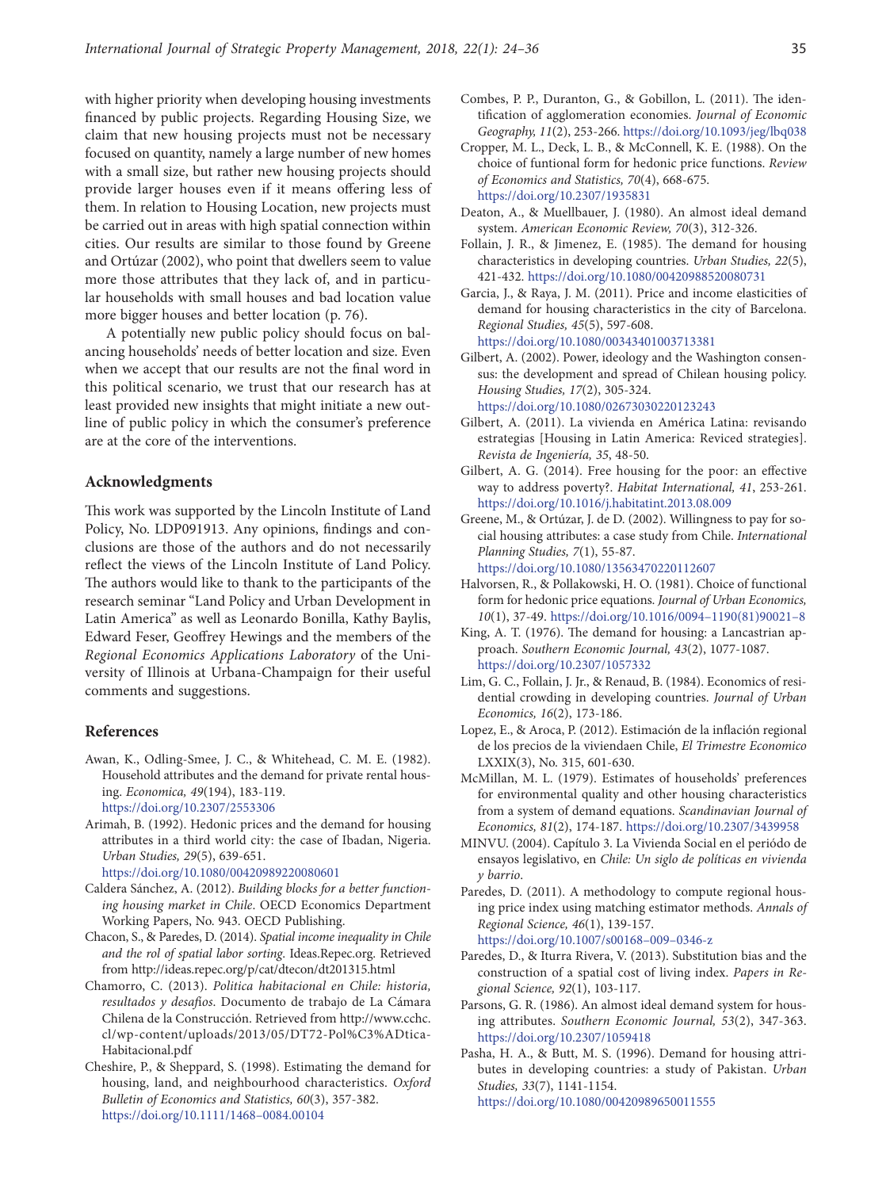with higher priority when developing housing investments financed by public projects. Regarding Housing Size, we claim that new housing projects must not be necessary focused on quantity, namely a large number of new homes with a small size, but rather new housing projects should provide larger houses even if it means offering less of them. In relation to Housing Location, new projects must be carried out in areas with high spatial connection within cities. Our results are similar to those found by Greene and Ortúzar (2002), who point that dwellers seem to value more those attributes that they lack of, and in particular households with small houses and bad location value more bigger houses and better location (p. 76).

A potentially new public policy should focus on balancing households' needs of better location and size. Even when we accept that our results are not the final word in this political scenario, we trust that our research has at least provided new insights that might initiate a new outline of public policy in which the consumer's preference are at the core of the interventions.

## Acknowledgments

This work was supported by the Lincoln Institute of Land Policy, No. LDP091913. Any opinions, findings and conclusions are those of the authors and do not necessarily reflect the views of the Lincoln Institute of Land Policy. The authors would like to thank to the participants of the research seminar "Land Policy and Urban Development in Latin America" as well as Leonardo Bonilla, Kathy Baylis, Edward Feser, Geoffrey Hewings and the members of the *Regional Economics Applications Laboratory* of the University of Illinois at Urbana-Champaign for their useful comments and suggestions.

## References

Awan, K., Odling-Smee, J. C., & Whitehead, C. M. E. (1982). Household attributes and the demand for private rental housing. *Economica, 49*(194), 183-119. https://doi.org/10.2307/2553306

Arimah, B. (1992). Hedonic prices and the demand for housing attributes in a third world city: the case of Ibadan, Nigeria. *Urban Studies, 29*(5), 639-651. https://doi.org/10.1080/00420989220080601

Caldera Sánchez, A. (2012). *Building blocks for a better functioning housing market in Chile*. OECD Economics Department Working Papers, No. 943. OECD Publishing.

Chacon, S., & Paredes, D. (2014). *Spatial income inequality in Chile and the rol of spatial labor sorting*. Ideas.Repec.org. Retrieved from http://ideas.repec.org/p/cat/dtecon/dt201315.html

Chamorro, C. (2013). *Politica habitacional en Chile: historia, resultados y desafíos*. Documento de trabajo de La Cámara Chilena de la Construcción. Retrieved from http://www.cchc.cl/wp-content/uploads/2013/05/DT72-Pol%C3%ADtica-Habitacional.pdf

Cheshire, P., & Sheppard, S. (1998). Estimating the demand for housing, land, and neighbourhood characteristics. *Oxford Bulletin of Economics and Statistics, 60*(3), 357-382. https://doi.org/10.1111/1468–0084.00104

Combes, P. P., Duranton, G., & Gobillon, L. (2011). The identification of agglomeration economies. *Journal of Economic Geography, 11*(2), 253-266. https://doi.org/10.1093/jeg/lbq038

Cropper, M. L., Deck, L. B., & McConnell, K. E. (1988). On the choice of funtional form for hedonic price functions. *Review of Economics and Statistics, 70*(4), 668-675. https://doi.org/10.2307/1935831

Deaton, A., & Muellbauer, J. (1980). An almost ideal demand system. *American Economic Review, 70*(3), 312-326.

Follain, J. R., & Jimenez, E. (1985). The demand for housing characteristics in developing countries. *Urban Studies, 22*(5), 421-432. https://doi.org/10.1080/00420988520080731

Garcia, J., & Raya, J. M. (2011). Price and income elasticities of demand for housing characteristics in the city of Barcelona. *Regional Studies, 45*(5), 597-608. https://doi.org/10.1080/00343401003713381

Gilbert, A. (2002). Power, ideology and the Washington consensus: the development and spread of Chilean housing policy. *Housing Studies, 17*(2), 305-324. https://doi.org/10.1080/02673030220123243

Gilbert, A. (2011). La vivienda en América Latina: revisando estrategias [Housing in Latin America: Reviced strategies]. *Revista de Ingeniería, 35*, 48-50.

Gilbert, A. G. (2014). Free housing for the poor: an effective way to address poverty?. *Habitat International, 41*, 253-261. https://doi.org/10.1016/j.habitatint.2013.08.009

Greene, M., & Ortúzar, J. de D. (2002). Willingness to pay for social housing attributes: a case study from Chile. *International Planning Studies, 7*(1), 55-87. https://doi.org/10.1080/13563470220112607

Halvorsen, R., & Pollakowski, H. O. (1981). Choice of functional form for hedonic price equations. *Journal of Urban Economics, 10*(1), 37-49. https://doi.org/10.1016/0094–1190(81)90021–8

King, A. T. (1976). The demand for housing: a Lancastrian approach. *Southern Economic Journal, 43*(2), 1077-1087. https://doi.org/10.2307/1057332

Lim, G. C., Follain, J. Jr., & Renaud, B. (1984). Economics of residential crowding in developing countries. *Journal of Urban Economics, 16*(2), 173-186.

Lopez, E., & Aroca, P. (2012). Estimación de la inflación regional de los precios de la viviendaen Chile, *El Trimestre Economico* LXXIX(3), No. 315, 601-630.

McMillan, M. L. (1979). Estimates of households' preferences for environmental quality and other housing characteristics from a system of demand equations. *Scandinavian Journal of Economics, 81*(2), 174-187. https://doi.org/10.2307/3439958

MINVU. (2004). Capítulo 3. La Vivienda Social en el periódo de ensayos legislativo, en *Chile: Un siglo de políticas en vivienda y barrio*.

Paredes, D. (2011). A methodology to compute regional housing price index using matching estimator methods. *Annals of Regional Science, 46*(1), 139-157. https://doi.org/10.1007/s00168–009–0346-z

Paredes, D., & Iturra Rivera, V. (2013). Substitution bias and the construction of a spatial cost of living index. *Papers in Regional Science, 92*(1), 103-117.

Parsons, G. R. (1986). An almost ideal demand system for housing attributes. *Southern Economic Journal, 53*(2), 347-363. https://doi.org/10.2307/1059418

Pasha, H. A., & Butt, M. S. (1996). Demand for housing attributes in developing countries: a study of Pakistan. *Urban Studies, 33*(7), 1141-1154. https://doi.org/10.1080/00420989650011555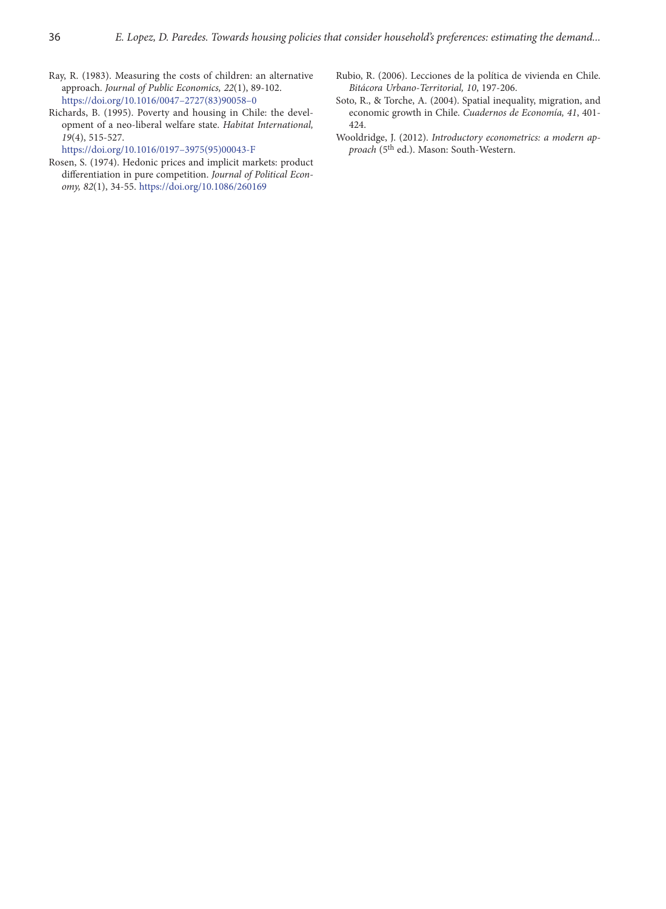Ray, R. (1983). Measuring the costs of children: an alternative approach. *Journal of Public Economics, 22*(1), 89-102. https://doi.org/10.1016/0047–2727(83)90058–0

Richards, B. (1995). Poverty and housing in Chile: the development of a neo-liberal welfare state. *Habitat International, 19*(4), 515-527. https://doi.org/10.1016/0197–3975(95)00043-F

Rosen, S. (1974). Hedonic prices and implicit markets: product differentiation in pure competition. *Journal of Political Economy, 82*(1), 34-55. https://doi.org/10.1086/260169

Rubio, R. (2006). Lecciones de la política de vivienda en Chile. *Bitácora Urbano-Territorial, 10*, 197-206.

Soto, R., & Torche, A. (2004). Spatial inequality, migration, and economic growth in Chile. *Cuadernos de Economía, 41*, 401-424.

Wooldridge, J. (2012). *Introductory econometrics: a modern approach* (5th ed.). Mason: South-Western.